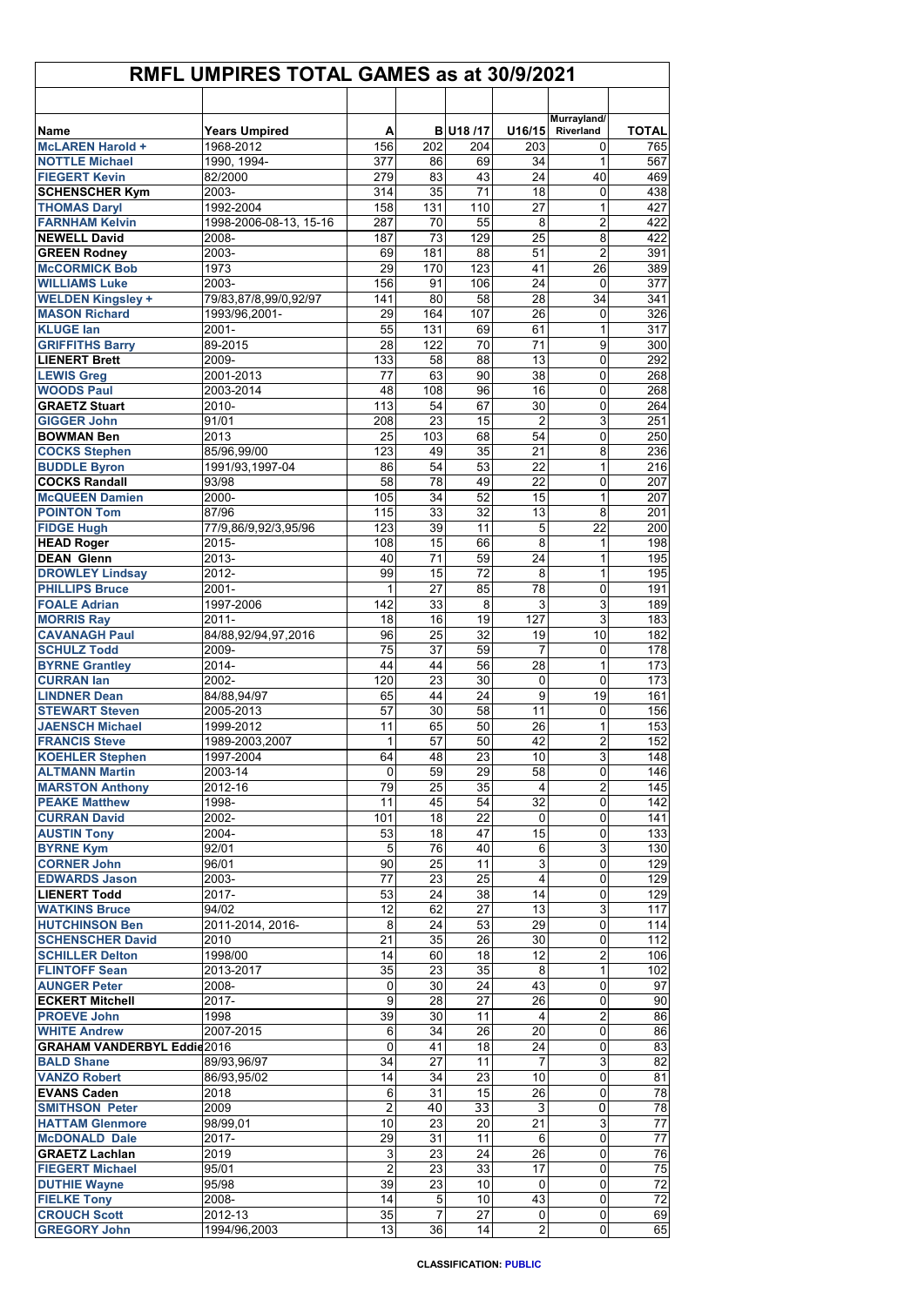# RMFL UMPIRES TOTAL GAMES as at 30/9/2021

| Name | Years Umpired | A | B | U18 /17 | U16/15 | Murrayland/ Riverland | TOTAL |
|---|---|---|---|---|---|---|---|
| McLAREN Harold + | 1968-2012 | 156 | 202 | 204 | 203 | 0 | 765 |
| NOTTLE Michael | 1990, 1994- | 377 | 86 | 69 | 34 | 1 | 567 |
| FIEGERT Kevin | 82/2000 | 279 | 83 | 43 | 24 | 40 | 469 |
| SCHENSCHER Kym | 2003- | 314 | 35 | 71 | 18 | 0 | 438 |
| THOMAS Daryl | 1992-2004 | 158 | 131 | 110 | 27 | 1 | 427 |
| FARNHAM Kelvin | 1998-2006-08-13, 15-16 | 287 | 70 | 55 | 8 | 2 | 422 |
| NEWELL David | 2008- | 187 | 73 | 129 | 25 | 8 | 422 |
| GREEN Rodney | 2003- | 69 | 181 | 88 | 51 | 2 | 391 |
| McCORMICK Bob | 1973 | 29 | 170 | 123 | 41 | 26 | 389 |
| WILLIAMS Luke | 2003- | 156 | 91 | 106 | 24 | 0 | 377 |
| WELDEN Kingsley + | 79/83,87/8,99/0,92/97 | 141 | 80 | 58 | 28 | 34 | 341 |
| MASON Richard | 1993/96,2001- | 29 | 164 | 107 | 26 | 0 | 326 |
| KLUGE Ian | 2001- | 55 | 131 | 69 | 61 | 1 | 317 |
| GRIFFITHS Barry | 89-2015 | 28 | 122 | 70 | 71 | 9 | 300 |
| LIENERT Brett | 2009- | 133 | 58 | 88 | 13 | 0 | 292 |
| LEWIS Greg | 2001-2013 | 77 | 63 | 90 | 38 | 0 | 268 |
| WOODS Paul | 2003-2014 | 48 | 108 | 96 | 16 | 0 | 268 |
| GRAETZ Stuart | 2010- | 113 | 54 | 67 | 30 | 0 | 264 |
| GIGGER John | 91/01 | 208 | 23 | 15 | 2 | 3 | 251 |
| BOWMAN Ben | 2013 | 25 | 103 | 68 | 54 | 0 | 250 |
| COCKS Stephen | 85/96,99/00 | 123 | 49 | 35 | 21 | 8 | 236 |
| BUDDLE Byron | 1991/93,1997-04 | 86 | 54 | 53 | 22 | 1 | 216 |
| COCKS Randall | 93/98 | 58 | 78 | 49 | 22 | 0 | 207 |
| McQUEEN Damien | 2000- | 105 | 34 | 52 | 15 | 1 | 207 |
| POINTON Tom | 87/96 | 115 | 33 | 32 | 13 | 8 | 201 |
| FIDGE Hugh | 77/9,86/9,92/3,95/96 | 123 | 39 | 11 | 5 | 22 | 200 |
| HEAD Roger | 2015- | 108 | 15 | 66 | 8 | 1 | 198 |
| DEAN Glenn | 2013- | 40 | 71 | 59 | 24 | 1 | 195 |
| DROWLEY Lindsay | 2012- | 99 | 15 | 72 | 8 | 1 | 195 |
| PHILLIPS Bruce | 2001- | 1 | 27 | 85 | 78 | 0 | 191 |
| FOALE Adrian | 1997-2006 | 142 | 33 | 8 | 3 | 3 | 189 |
| MORRIS Ray | 2011- | 18 | 16 | 19 | 127 | 3 | 183 |
| CAVANAGH Paul | 84/88,92/94,97,2016 | 96 | 25 | 32 | 19 | 10 | 182 |
| SCHULZ Todd | 2009- | 75 | 37 | 59 | 7 | 0 | 178 |
| BYRNE Grantley | 2014- | 44 | 44 | 56 | 28 | 1 | 173 |
| CURRAN Ian | 2002- | 120 | 23 | 30 | 0 | 0 | 173 |
| LINDNER Dean | 84/88,94/97 | 65 | 44 | 24 | 9 | 19 | 161 |
| STEWART Steven | 2005-2013 | 57 | 30 | 58 | 11 | 0 | 156 |
| JAENSCH Michael | 1999-2012 | 11 | 65 | 50 | 26 | 1 | 153 |
| FRANCIS Steve | 1989-2003,2007 | 1 | 57 | 50 | 42 | 2 | 152 |
| KOEHLER Stephen | 1997-2004 | 64 | 48 | 23 | 10 | 3 | 148 |
| ALTMANN Martin | 2003-14 | 0 | 59 | 29 | 58 | 0 | 146 |
| MARSTON Anthony | 2012-16 | 79 | 25 | 35 | 4 | 2 | 145 |
| PEAKE Matthew | 1998- | 11 | 45 | 54 | 32 | 0 | 142 |
| CURRAN David | 2002- | 101 | 18 | 22 | 0 | 0 | 141 |
| AUSTIN Tony | 2004- | 53 | 18 | 47 | 15 | 0 | 133 |
| BYRNE Kym | 92/01 | 5 | 76 | 40 | 6 | 3 | 130 |
| CORNER John | 96/01 | 90 | 25 | 11 | 3 | 0 | 129 |
| EDWARDS Jason | 2003- | 77 | 23 | 25 | 4 | 0 | 129 |
| LIENERT Todd | 2017- | 53 | 24 | 38 | 14 | 0 | 129 |
| WATKINS Bruce | 94/02 | 12 | 62 | 27 | 13 | 3 | 117 |
| HUTCHINSON Ben | 2011-2014, 2016- | 8 | 24 | 53 | 29 | 0 | 114 |
| SCHENSCHER David | 2010 | 21 | 35 | 26 | 30 | 0 | 112 |
| SCHILLER Delton | 1998/00 | 14 | 60 | 18 | 12 | 2 | 106 |
| FLINTOFF Sean | 2013-2017 | 35 | 23 | 35 | 8 | 1 | 102 |
| AUNGER Peter | 2008- | 0 | 30 | 24 | 43 | 0 | 97 |
| ECKERT Mitchell | 2017- | 9 | 28 | 27 | 26 | 0 | 90 |
| PROEVE John | 1998 | 39 | 30 | 11 | 4 | 2 | 86 |
| WHITE Andrew | 2007-2015 | 6 | 34 | 26 | 20 | 0 | 86 |
| GRAHAM VANDERBYL Eddie | 2016 | 0 | 41 | 18 | 24 | 0 | 83 |
| BALD Shane | 89/93,96/97 | 34 | 27 | 11 | 7 | 3 | 82 |
| VANZO Robert | 86/93,95/02 | 14 | 34 | 23 | 10 | 0 | 81 |
| EVANS Caden | 2018 | 6 | 31 | 15 | 26 | 0 | 78 |
| SMITHSON Peter | 2009 | 2 | 40 | 33 | 3 | 0 | 78 |
| HATTAM Glenmore | 98/99,01 | 10 | 23 | 20 | 21 | 3 | 77 |
| McDONALD Dale | 2017- | 29 | 31 | 11 | 6 | 0 | 77 |
| GRAETZ Lachlan | 2019 | 3 | 23 | 24 | 26 | 0 | 76 |
| FIEGERT Michael | 95/01 | 2 | 23 | 33 | 17 | 0 | 75 |
| DUTHIE Wayne | 95/98 | 39 | 23 | 10 | 0 | 0 | 72 |
| FIELKE Tony | 2008- | 14 | 5 | 10 | 43 | 0 | 72 |
| CROUCH Scott | 2012-13 | 35 | 7 | 27 | 0 | 0 | 69 |
| GREGORY John | 1994/96,2003 | 13 | 36 | 14 | 2 | 0 | 65 |

CLASSIFICATION: PUBLIC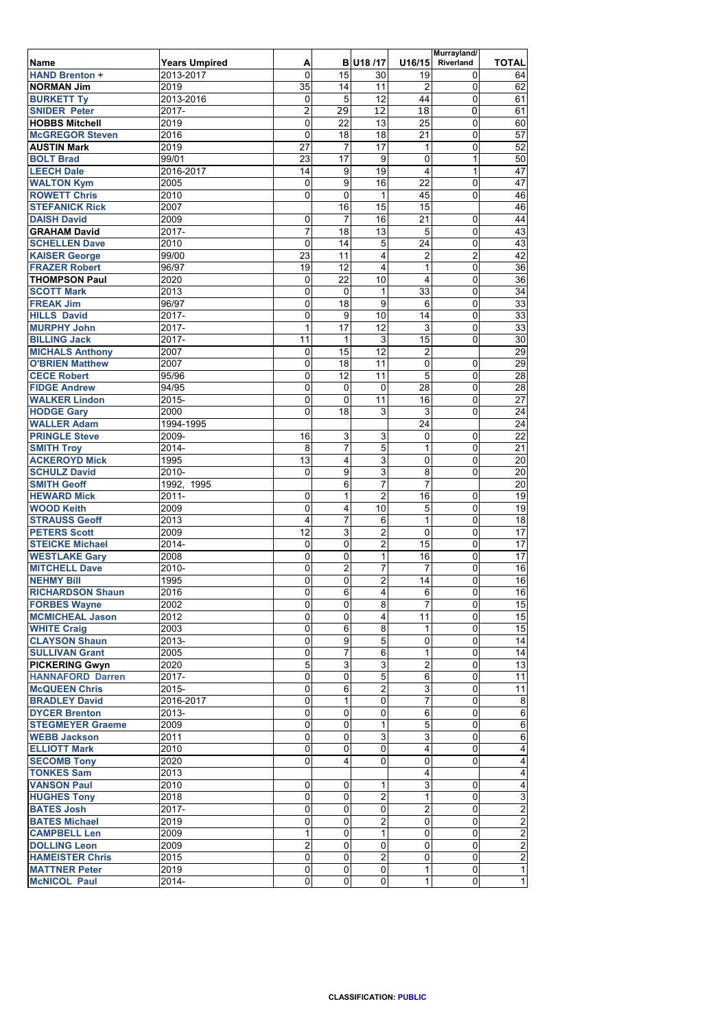| Name | Years Umpired | A | B | U18 /17 | U16/15 | Murrayland/ Riverland | TOTAL |
|---|---|---|---|---|---|---|---|
| HAND Brenton + | 2013-2017 | 0 | 15 | 30 | 19 | 0 | 64 |
| NORMAN Jim | 2019 | 35 | 14 | 11 | 2 | 0 | 62 |
| BURKETT Ty | 2013-2016 | 0 | 5 | 12 | 44 | 0 | 61 |
| SNIDER Peter | 2017- | 2 | 29 | 12 | 18 | 0 | 61 |
| HOBBS Mitchell | 2019 | 0 | 22 | 13 | 25 | 0 | 60 |
| McGREGOR Steven | 2016 | 0 | 18 | 18 | 21 | 0 | 57 |
| AUSTIN Mark | 2019 | 27 | 7 | 17 | 1 | 0 | 52 |
| BOLT Brad | 99/01 | 23 | 17 | 9 | 0 | 1 | 50 |
| LEECH Dale | 2016-2017 | 14 | 9 | 19 | 4 | 1 | 47 |
| WALTON Kym | 2005 | 0 | 9 | 16 | 22 | 0 | 47 |
| ROWETT Chris | 2010 | 0 | 0 | 1 | 45 | 0 | 46 |
| STEFANICK Rick | 2007 | | 16 | 15 | 15 | | 46 |
| DAISH David | 2009 | 0 | 7 | 16 | 21 | 0 | 44 |
| GRAHAM David | 2017- | 7 | 18 | 13 | 5 | 0 | 43 |
| SCHELLEN Dave | 2010 | 0 | 14 | 5 | 24 | 0 | 43 |
| KAISER George | 99/00 | 23 | 11 | 4 | 2 | 2 | 42 |
| FRAZER Robert | 96/97 | 19 | 12 | 4 | 1 | 0 | 36 |
| THOMPSON Paul | 2020 | 0 | 22 | 10 | 4 | 0 | 36 |
| SCOTT Mark | 2013 | 0 | 0 | 1 | 33 | 0 | 34 |
| FREAK Jim | 96/97 | 0 | 18 | 9 | 6 | 0 | 33 |
| HILLS David | 2017- | 0 | 9 | 10 | 14 | 0 | 33 |
| MURPHY John | 2017- | 1 | 17 | 12 | 3 | 0 | 33 |
| BILLING Jack | 2017- | 11 | 1 | 3 | 15 | 0 | 30 |
| MICHALS Anthony | 2007 | 0 | 15 | 12 | 2 | | 29 |
| O'BRIEN Matthew | 2007 | 0 | 18 | 11 | 0 | 0 | 29 |
| CECE Robert | 95/96 | 0 | 12 | 11 | 5 | 0 | 28 |
| FIDGE Andrew | 94/95 | 0 | 0 | 0 | 28 | 0 | 28 |
| WALKER Lindon | 2015- | 0 | 0 | 11 | 16 | 0 | 27 |
| HODGE Gary | 2000 | 0 | 18 | 3 | 3 | 0 | 24 |
| WALLER Adam | 1994-1995 | | | | 24 | | 24 |
| PRINGLE Steve | 2009- | 16 | 3 | 3 | 0 | 0 | 22 |
| SMITH Troy | 2014- | 8 | 7 | 5 | 1 | 0 | 21 |
| ACKEROYD Mick | 1995 | 13 | 4 | 3 | 0 | 0 | 20 |
| SCHULZ David | 2010- | 0 | 9 | 3 | 8 | 0 | 20 |
| SMITH Geoff | 1992, 1995 | | 6 | 7 | 7 | | 20 |
| HEWARD Mick | 2011- | 0 | 1 | 2 | 16 | 0 | 19 |
| WOOD Keith | 2009 | 0 | 4 | 10 | 5 | 0 | 19 |
| STRAUSS Geoff | 2013 | 4 | 7 | 6 | 1 | 0 | 18 |
| PETERS Scott | 2009 | 12 | 3 | 2 | 0 | 0 | 17 |
| STEICKE Michael | 2014- | 0 | 0 | 2 | 15 | 0 | 17 |
| WESTLAKE Gary | 2008 | 0 | 0 | 1 | 16 | 0 | 17 |
| MITCHELL Dave | 2010- | 0 | 2 | 7 | 7 | 0 | 16 |
| NEHMY Bill | 1995 | 0 | 0 | 2 | 14 | 0 | 16 |
| RICHARDSON Shaun | 2016 | 0 | 6 | 4 | 6 | 0 | 16 |
| FORBES Wayne | 2002 | 0 | 0 | 8 | 7 | 0 | 15 |
| MCMICHEAL Jason | 2012 | 0 | 0 | 4 | 11 | 0 | 15 |
| WHITE Craig | 2003 | 0 | 6 | 8 | 1 | 0 | 15 |
| CLAYSON Shaun | 2013- | 0 | 9 | 5 | 0 | 0 | 14 |
| SULLIVAN Grant | 2005 | 0 | 7 | 6 | 1 | 0 | 14 |
| PICKERING Gwyn | 2020 | 5 | 3 | 3 | 2 | 0 | 13 |
| HANNAFORD Darren | 2017- | 0 | 0 | 5 | 6 | 0 | 11 |
| McQUEEN Chris | 2015- | 0 | 6 | 2 | 3 | 0 | 11 |
| BRADLEY David | 2016-2017 | 0 | 1 | 0 | 7 | 0 | 8 |
| DYCER Brenton | 2013- | 0 | 0 | 0 | 6 | 0 | 6 |
| STEGMEYER Graeme | 2009 | 0 | 0 | 1 | 5 | 0 | 6 |
| WEBB Jackson | 2011 | 0 | 0 | 3 | 3 | 0 | 6 |
| ELLIOTT Mark | 2010 | 0 | 0 | 0 | 4 | 0 | 4 |
| SECOMB Tony | 2020 | 0 | 4 | 0 | 0 | 0 | 4 |
| TONKES Sam | 2013 | | | | 4 | | 4 |
| VANSON Paul | 2010 | 0 | 0 | 1 | 3 | 0 | 4 |
| HUGHES Tony | 2018 | 0 | 0 | 2 | 1 | 0 | 3 |
| BATES Josh | 2017- | 0 | 0 | 0 | 2 | 0 | 2 |
| BATES Michael | 2019 | 0 | 0 | 2 | 0 | 0 | 2 |
| CAMPBELL Len | 2009 | 1 | 0 | 1 | 0 | 0 | 2 |
| DOLLING Leon | 2009 | 2 | 0 | 0 | 0 | 0 | 2 |
| HAMEISTER Chris | 2015 | 0 | 0 | 2 | 0 | 0 | 2 |
| MATTNER Peter | 2019 | 0 | 0 | 0 | 1 | 0 | 1 |
| McNICOL Paul | 2014- | 0 | 0 | 0 | 1 | 0 | 1 |

**CLASSIFICATION: PUBLIC**